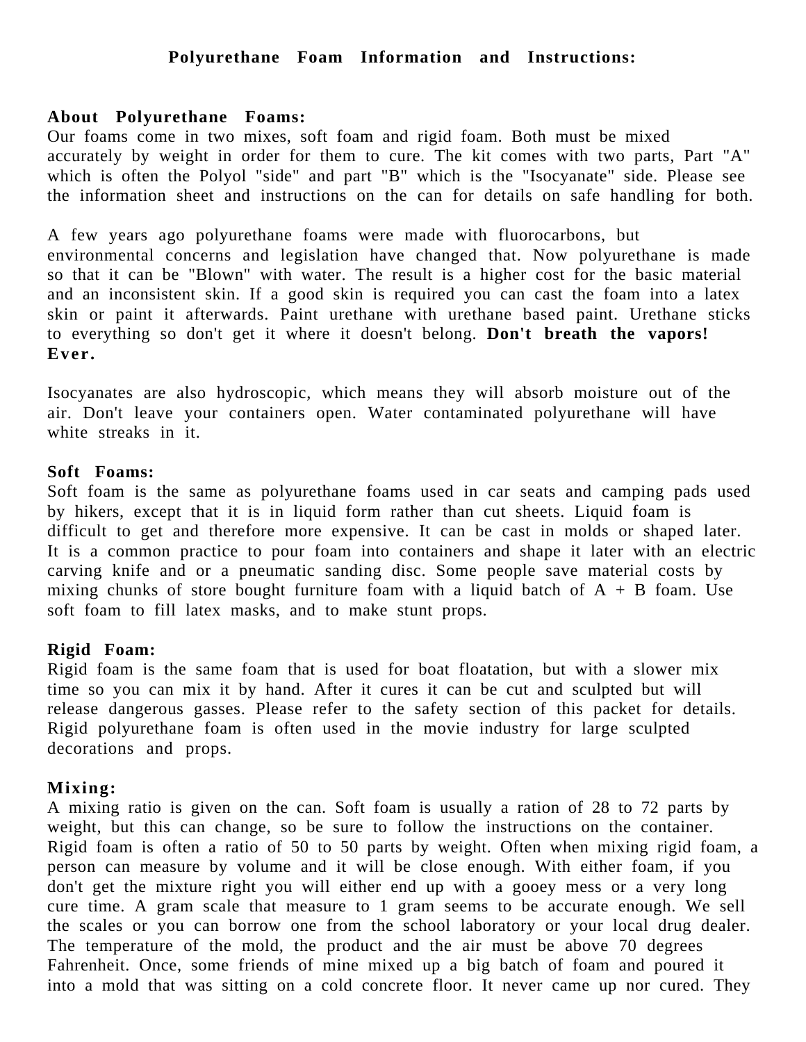# Polyurethane Foam Information and Instructions:

**About Polyurethane Foams:**
Our foams come in two mixes, soft foam and rigid foam. Both must be mixed accurately by weight in order for them to cure. The kit comes with two parts, Part "A" which is often the Polyol "side" and part "B" which is the "Isocyanate" side. Please see the information sheet and instructions on the can for details on safe handling for both.

A few years ago polyurethane foams were made with fluorocarbons, but environmental concerns and legislation have changed that. Now polyurethane is made so that it can be "Blown" with water. The result is a higher cost for the basic material and an inconsistent skin. If a good skin is required you can cast the foam into a latex skin or paint it afterwards. Paint urethane with urethane based paint. Urethane sticks to everything so don't get it where it doesn't belong. **Don't breath the vapors! Ever.**

Isocyanates are also hydroscopic, which means they will absorb moisture out of the air. Don't leave your containers open. Water contaminated polyurethane will have white streaks in it.

**Soft Foams:**
Soft foam is the same as polyurethane foams used in car seats and camping pads used by hikers, except that it is in liquid form rather than cut sheets. Liquid foam is difficult to get and therefore more expensive. It can be cast in molds or shaped later. It is a common practice to pour foam into containers and shape it later with an electric carving knife and or a pneumatic sanding disc. Some people save material costs by mixing chunks of store bought furniture foam with a liquid batch of A + B foam. Use soft foam to fill latex masks, and to make stunt props.

**Rigid Foam:**
Rigid foam is the same foam that is used for boat floatation, but with a slower mix time so you can mix it by hand. After it cures it can be cut and sculpted but will release dangerous gasses. Please refer to the safety section of this packet for details. Rigid polyurethane foam is often used in the movie industry for large sculpted decorations and props.

**Mixing:**
A mixing ratio is given on the can. Soft foam is usually a ration of 28 to 72 parts by weight, but this can change, so be sure to follow the instructions on the container. Rigid foam is often a ratio of 50 to 50 parts by weight. Often when mixing rigid foam, a person can measure by volume and it will be close enough. With either foam, if you don't get the mixture right you will either end up with a gooey mess or a very long cure time. A gram scale that measure to 1 gram seems to be accurate enough. We sell the scales or you can borrow one from the school laboratory or your local drug dealer. The temperature of the mold, the product and the air must be above 70 degrees Fahrenheit. Once, some friends of mine mixed up a big batch of foam and poured it into a mold that was sitting on a cold concrete floor. It never came up nor cured. They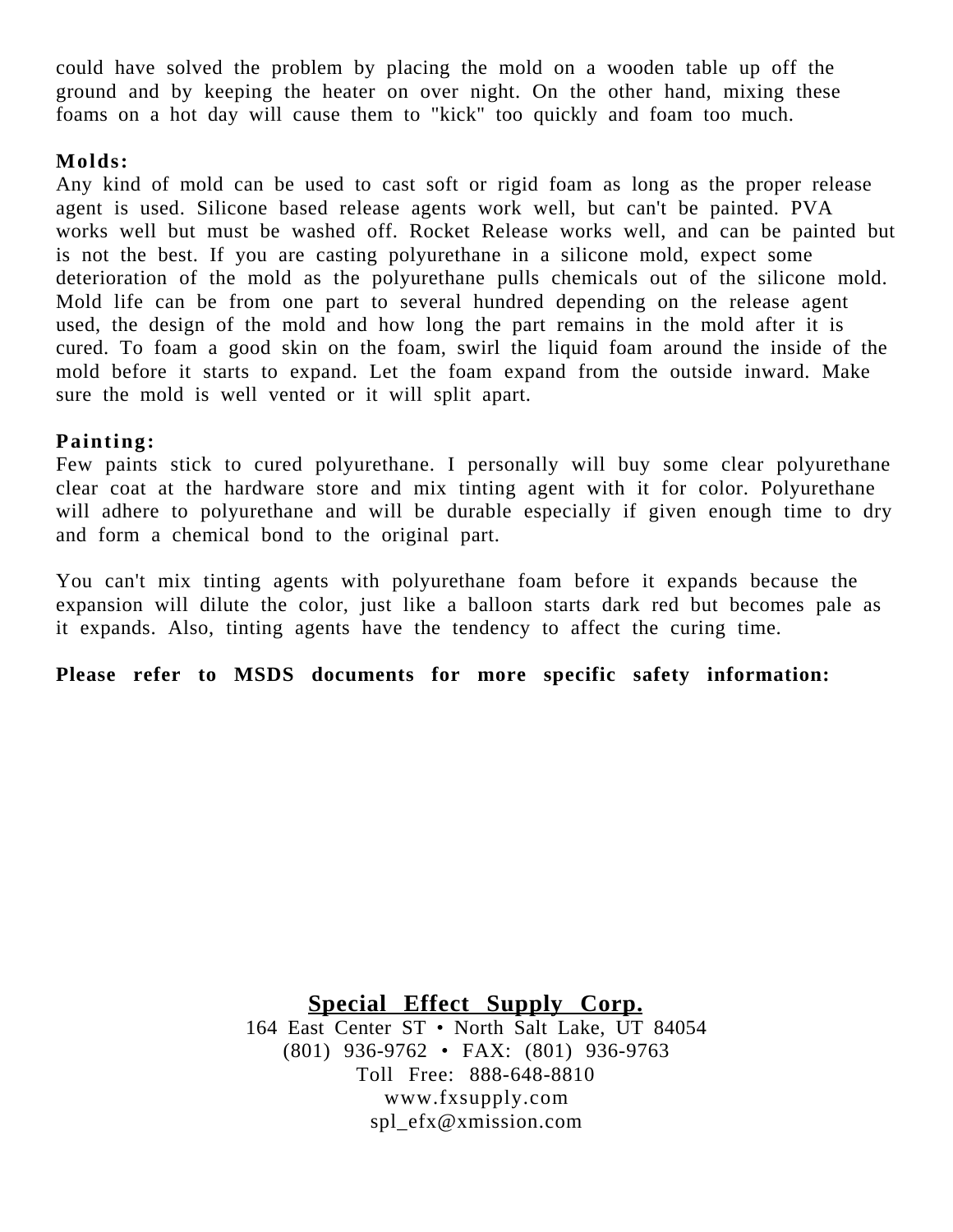could have solved the problem by placing the mold on a wooden table up off the ground and by keeping the heater on over night. On the other hand, mixing these foams on a hot day will cause them to "kick" too quickly and foam too much.

**Molds:**

Any kind of mold can be used to cast soft or rigid foam as long as the proper release agent is used. Silicone based release agents work well, but can't be painted. PVA works well but must be washed off. Rocket Release works well, and can be painted but is not the best. If you are casting polyurethane in a silicone mold, expect some deterioration of the mold as the polyurethane pulls chemicals out of the silicone mold. Mold life can be from one part to several hundred depending on the release agent used, the design of the mold and how long the part remains in the mold after it is cured. To foam a good skin on the foam, swirl the liquid foam around the inside of the mold before it starts to expand. Let the foam expand from the outside inward. Make sure the mold is well vented or it will split apart.

**Painting:**

Few paints stick to cured polyurethane. I personally will buy some clear polyurethane clear coat at the hardware store and mix tinting agent with it for color. Polyurethane will adhere to polyurethane and will be durable especially if given enough time to dry and form a chemical bond to the original part.

You can't mix tinting agents with polyurethane foam before it expands because the expansion will dilute the color, just like a balloon starts dark red but becomes pale as it expands. Also, tinting agents have the tendency to affect the curing time.

**Please refer to MSDS documents for more specific safety information:**

**Special Effect Supply Corp.**

164 East Center ST • North Salt Lake, UT 84054

(801) 936-9762 • FAX: (801) 936-9763

Toll Free: 888-648-8810

www.fxsupply.com

spl_efx@xmission.com